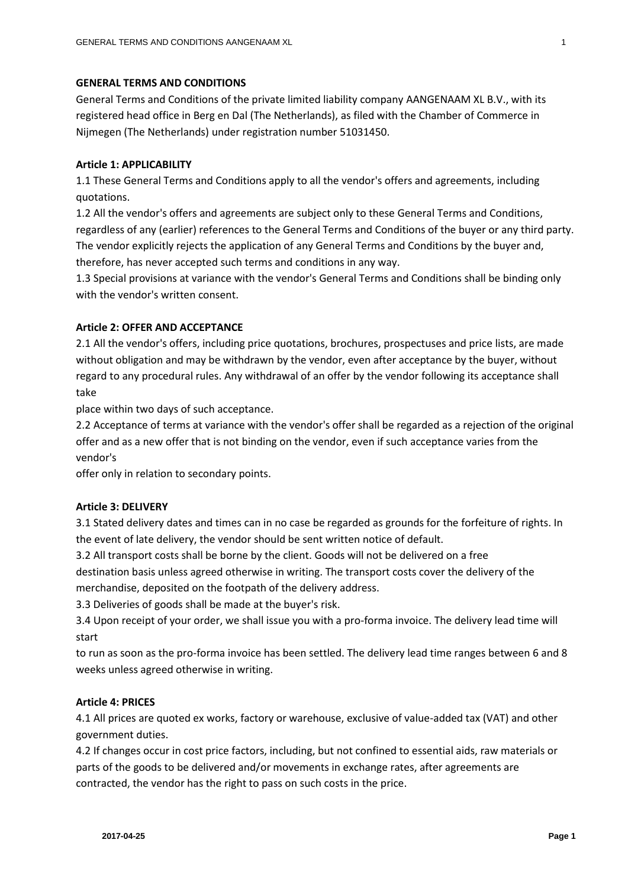## GENERAL TERMS AND CONDITIONS

General Terms and Conditions of the private limited liability company AANGENAAM XL B.V., with its registered head office in Berg en Dal (The Netherlands), as filed with the Chamber of Commerce in Nijmegen (The Netherlands) under registration number 51031450.

### Article 1: APPLICABILITY

1.1 These General Terms and Conditions apply to all the vendor's offers and agreements, including quotations.

1.2 All the vendor's offers and agreements are subject only to these General Terms and Conditions, regardless of any (earlier) references to the General Terms and Conditions of the buyer or any third party. The vendor explicitly rejects the application of any General Terms and Conditions by the buyer and, therefore, has never accepted such terms and conditions in any way.

1.3 Special provisions at variance with the vendor's General Terms and Conditions shall be binding only with the vendor's written consent.

### Article 2: OFFER AND ACCEPTANCE

2.1 All the vendor's offers, including price quotations, brochures, prospectuses and price lists, are made without obligation and may be withdrawn by the vendor, even after acceptance by the buyer, without regard to any procedural rules. Any withdrawal of an offer by the vendor following its acceptance shall take place within two days of such acceptance.

2.2 Acceptance of terms at variance with the vendor's offer shall be regarded as a rejection of the original offer and as a new offer that is not binding on the vendor, even if such acceptance varies from the vendor's offer only in relation to secondary points.

### Article 3: DELIVERY

3.1 Stated delivery dates and times can in no case be regarded as grounds for the forfeiture of rights. In the event of late delivery, the vendor should be sent written notice of default.

3.2 All transport costs shall be borne by the client. Goods will not be delivered on a free destination basis unless agreed otherwise in writing. The transport costs cover the delivery of the merchandise, deposited on the footpath of the delivery address.

3.3 Deliveries of goods shall be made at the buyer's risk.

3.4 Upon receipt of your order, we shall issue you with a pro-forma invoice. The delivery lead time will start to run as soon as the pro-forma invoice has been settled. The delivery lead time ranges between 6 and 8 weeks unless agreed otherwise in writing.

### Article 4: PRICES

4.1 All prices are quoted ex works, factory or warehouse, exclusive of value-added tax (VAT) and other government duties.

4.2 If changes occur in cost price factors, including, but not confined to essential aids, raw materials or parts of the goods to be delivered and/or movements in exchange rates, after agreements are contracted, the vendor has the right to pass on such costs in the price.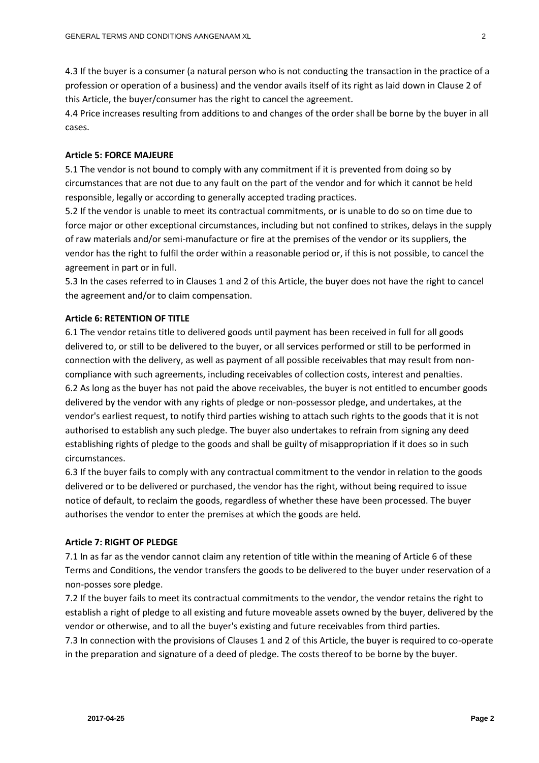4.3 If the buyer is a consumer (a natural person who is not conducting the transaction in the practice of a profession or operation of a business) and the vendor avails itself of its right as laid down in Clause 2 of this Article, the buyer/consumer has the right to cancel the agreement.

4.4 Price increases resulting from additions to and changes of the order shall be borne by the buyer in all cases.

**Article 5: FORCE MAJEURE**

5.1 The vendor is not bound to comply with any commitment if it is prevented from doing so by circumstances that are not due to any fault on the part of the vendor and for which it cannot be held responsible, legally or according to generally accepted trading practices.

5.2 If the vendor is unable to meet its contractual commitments, or is unable to do so on time due to force major or other exceptional circumstances, including but not confined to strikes, delays in the supply of raw materials and/or semi-manufacture or fire at the premises of the vendor or its suppliers, the vendor has the right to fulfil the order within a reasonable period or, if this is not possible, to cancel the agreement in part or in full.

5.3 In the cases referred to in Clauses 1 and 2 of this Article, the buyer does not have the right to cancel the agreement and/or to claim compensation.

**Article 6: RETENTION OF TITLE**

6.1 The vendor retains title to delivered goods until payment has been received in full for all goods delivered to, or still to be delivered to the buyer, or all services performed or still to be performed in connection with the delivery, as well as payment of all possible receivables that may result from non-compliance with such agreements, including receivables of collection costs, interest and penalties.

6.2 As long as the buyer has not paid the above receivables, the buyer is not entitled to encumber goods delivered by the vendor with any rights of pledge or non-possessor pledge, and undertakes, at the vendor's earliest request, to notify third parties wishing to attach such rights to the goods that it is not authorised to establish any such pledge. The buyer also undertakes to refrain from signing any deed establishing rights of pledge to the goods and shall be guilty of misappropriation if it does so in such circumstances.

6.3 If the buyer fails to comply with any contractual commitment to the vendor in relation to the goods delivered or to be delivered or purchased, the vendor has the right, without being required to issue notice of default, to reclaim the goods, regardless of whether these have been processed. The buyer authorises the vendor to enter the premises at which the goods are held.

**Article 7: RIGHT OF PLEDGE**

7.1 In as far as the vendor cannot claim any retention of title within the meaning of Article 6 of these Terms and Conditions, the vendor transfers the goods to be delivered to the buyer under reservation of a non-posses sore pledge.

7.2 If the buyer fails to meet its contractual commitments to the vendor, the vendor retains the right to establish a right of pledge to all existing and future moveable assets owned by the buyer, delivered by the vendor or otherwise, and to all the buyer's existing and future receivables from third parties.

7.3 In connection with the provisions of Clauses 1 and 2 of this Article, the buyer is required to co-operate in the preparation and signature of a deed of pledge. The costs thereof to be borne by the buyer.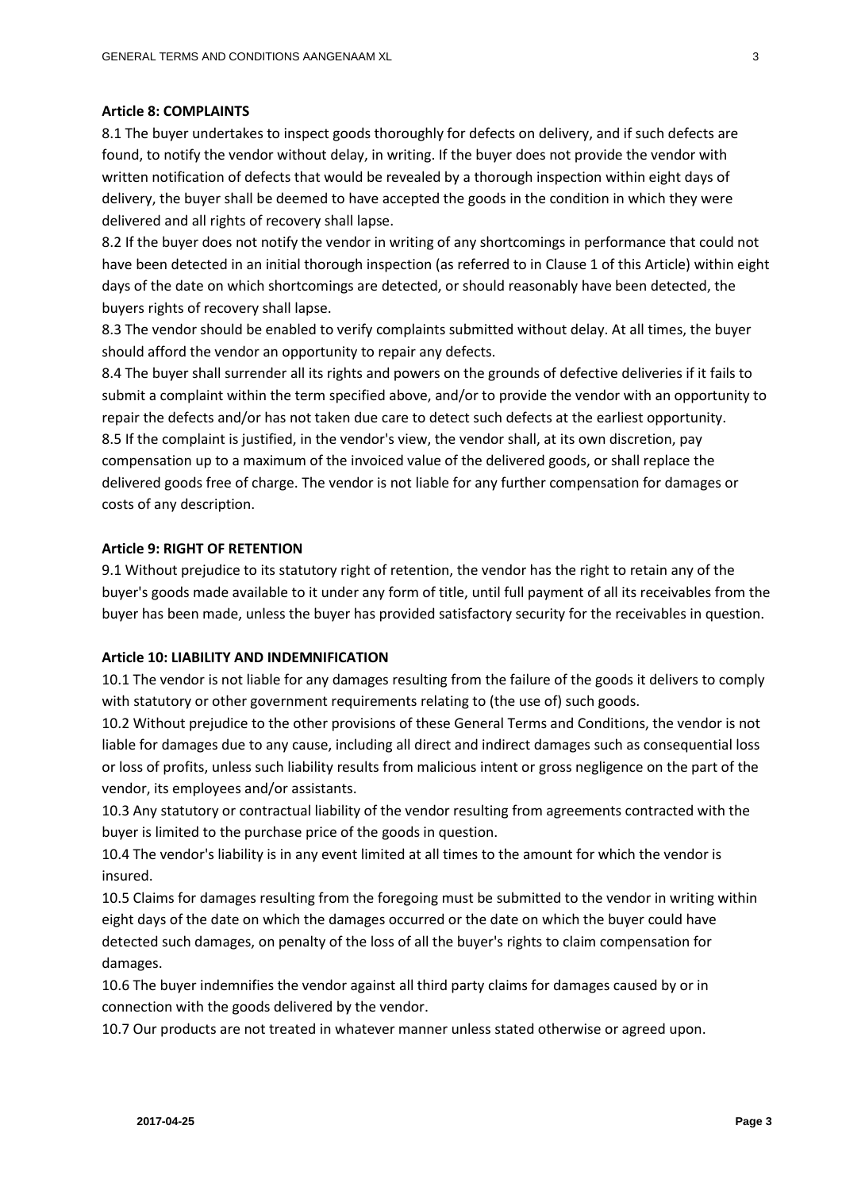**Article 8: COMPLAINTS**

8.1 The buyer undertakes to inspect goods thoroughly for defects on delivery, and if such defects are found, to notify the vendor without delay, in writing. If the buyer does not provide the vendor with written notification of defects that would be revealed by a thorough inspection within eight days of delivery, the buyer shall be deemed to have accepted the goods in the condition in which they were delivered and all rights of recovery shall lapse.

8.2 If the buyer does not notify the vendor in writing of any shortcomings in performance that could not have been detected in an initial thorough inspection (as referred to in Clause 1 of this Article) within eight days of the date on which shortcomings are detected, or should reasonably have been detected, the buyers rights of recovery shall lapse.

8.3 The vendor should be enabled to verify complaints submitted without delay. At all times, the buyer should afford the vendor an opportunity to repair any defects.

8.4 The buyer shall surrender all its rights and powers on the grounds of defective deliveries if it fails to submit a complaint within the term specified above, and/or to provide the vendor with an opportunity to repair the defects and/or has not taken due care to detect such defects at the earliest opportunity.

8.5 If the complaint is justified, in the vendor's view, the vendor shall, at its own discretion, pay compensation up to a maximum of the invoiced value of the delivered goods, or shall replace the delivered goods free of charge. The vendor is not liable for any further compensation for damages or costs of any description.

**Article 9: RIGHT OF RETENTION**

9.1 Without prejudice to its statutory right of retention, the vendor has the right to retain any of the buyer's goods made available to it under any form of title, until full payment of all its receivables from the buyer has been made, unless the buyer has provided satisfactory security for the receivables in question.

**Article 10: LIABILITY AND INDEMNIFICATION**

10.1 The vendor is not liable for any damages resulting from the failure of the goods it delivers to comply with statutory or other government requirements relating to (the use of) such goods.

10.2 Without prejudice to the other provisions of these General Terms and Conditions, the vendor is not liable for damages due to any cause, including all direct and indirect damages such as consequential loss or loss of profits, unless such liability results from malicious intent or gross negligence on the part of the vendor, its employees and/or assistants.

10.3 Any statutory or contractual liability of the vendor resulting from agreements contracted with the buyer is limited to the purchase price of the goods in question.

10.4 The vendor's liability is in any event limited at all times to the amount for which the vendor is insured.

10.5 Claims for damages resulting from the foregoing must be submitted to the vendor in writing within eight days of the date on which the damages occurred or the date on which the buyer could have detected such damages, on penalty of the loss of all the buyer's rights to claim compensation for damages.

10.6 The buyer indemnifies the vendor against all third party claims for damages caused by or in connection with the goods delivered by the vendor.

10.7 Our products are not treated in whatever manner unless stated otherwise or agreed upon.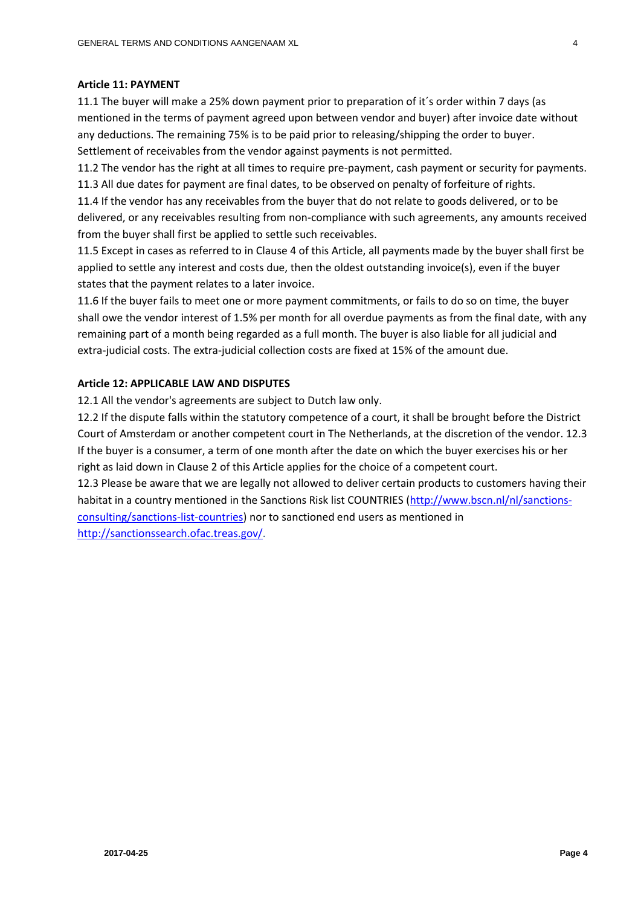**Article 11: PAYMENT**

11.1 The buyer will make a 25% down payment prior to preparation of it´s order within 7 days (as mentioned in the terms of payment agreed upon between vendor and buyer) after invoice date without any deductions. The remaining 75% is to be paid prior to releasing/shipping the order to buyer. Settlement of receivables from the vendor against payments is not permitted.

11.2 The vendor has the right at all times to require pre-payment, cash payment or security for payments.

11.3 All due dates for payment are final dates, to be observed on penalty of forfeiture of rights.

11.4 If the vendor has any receivables from the buyer that do not relate to goods delivered, or to be delivered, or any receivables resulting from non-compliance with such agreements, any amounts received from the buyer shall first be applied to settle such receivables.

11.5 Except in cases as referred to in Clause 4 of this Article, all payments made by the buyer shall first be applied to settle any interest and costs due, then the oldest outstanding invoice(s), even if the buyer states that the payment relates to a later invoice.

11.6 If the buyer fails to meet one or more payment commitments, or fails to do so on time, the buyer shall owe the vendor interest of 1.5% per month for all overdue payments as from the final date, with any remaining part of a month being regarded as a full month. The buyer is also liable for all judicial and extra-judicial costs. The extra-judicial collection costs are fixed at 15% of the amount due.

**Article 12: APPLICABLE LAW AND DISPUTES**

12.1 All the vendor's agreements are subject to Dutch law only.

12.2 If the dispute falls within the statutory competence of a court, it shall be brought before the District Court of Amsterdam or another competent court in The Netherlands, at the discretion of the vendor. 12.3 If the buyer is a consumer, a term of one month after the date on which the buyer exercises his or her right as laid down in Clause 2 of this Article applies for the choice of a competent court.

12.3 Please be aware that we are legally not allowed to deliver certain products to customers having their habitat in a country mentioned in the Sanctions Risk list COUNTRIES (http://www.bscn.nl/nl/sanctions-consulting/sanctions-list-countries) nor to sanctioned end users as mentioned in http://sanctionssearch.ofac.treas.gov/.